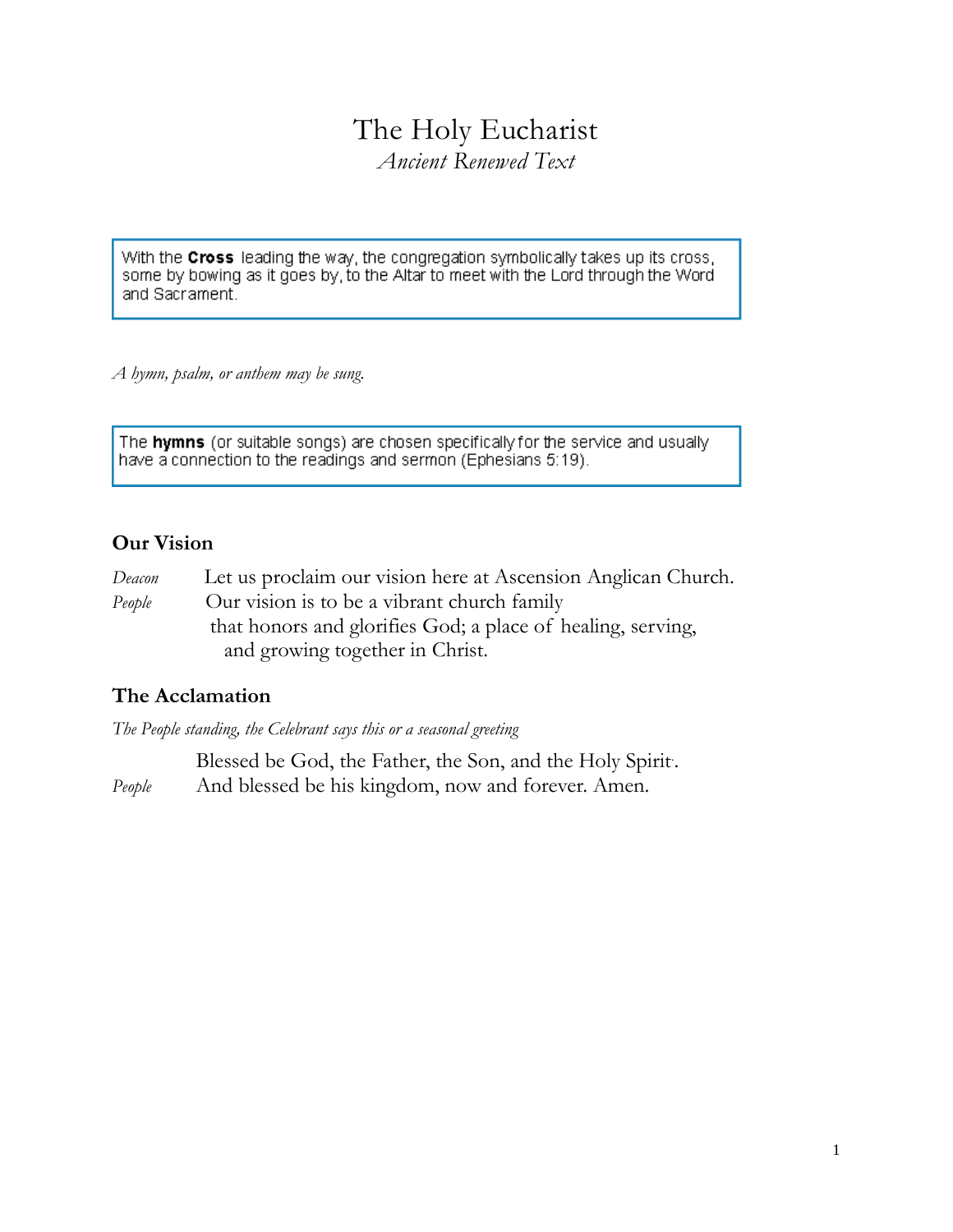# The Holy Eucharist

*Ancient Renewed Text*

> With the **Cross** leading the way, the congregation symbolically takes up its cross, some by bowing as it goes by, to the Altar to meet with the Lord through the Word and Sacrament.

*A hymn, psalm, or anthem may be sung.*

> The **hymns** (or suitable songs) are chosen specifically for the service and usually have a connection to the readings and sermon (Ephesians 5:19).

## Our Vision

*Deacon* Let us proclaim our vision here at Ascension Anglican Church.

*People* **Our vision is to be a vibrant church family that honors and glorifies God; a place of healing, serving, and growing together in Christ.**

## The Acclamation

*The People standing, the Celebrant says this or a seasonal greeting*

Blessed be God, the Father, the Son, and the Holy Spirit.

*People* **And blessed be his kingdom, now and forever. Amen.**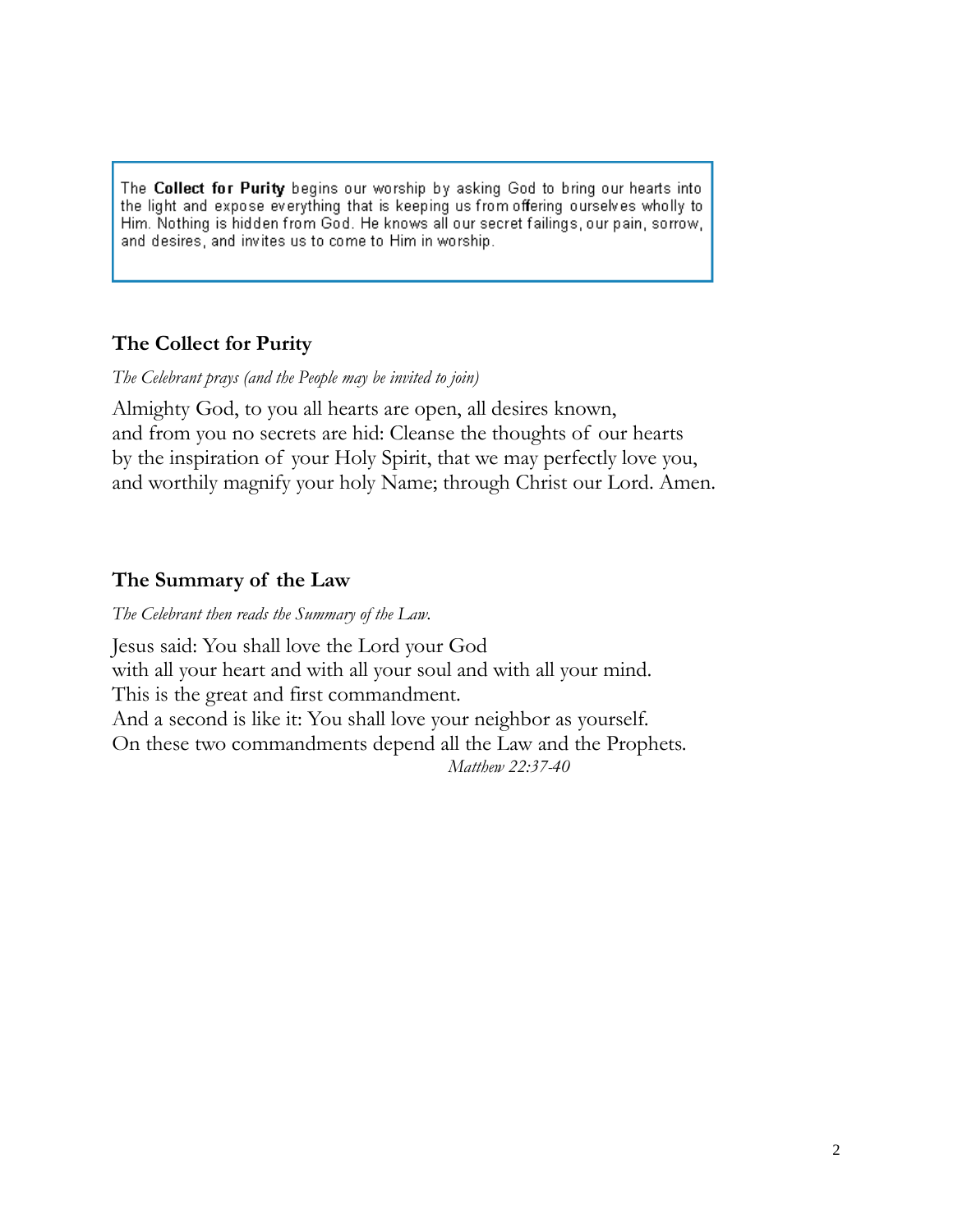> The **Collect for Purity** begins our worship by asking God to bring our hearts into the light and expose everything that is keeping us from offering ourselves wholly to Him. Nothing is hidden from God. He knows all our secret failings, our pain, sorrow, and desires, and invites us to come to Him in worship.

## The Collect for Purity

*The Celebrant prays (and the People may be invited to join)*

Almighty God, to you all hearts are open, all desires known,
and from you no secrets are hid: Cleanse the thoughts of our hearts
by the inspiration of your Holy Spirit, that we may perfectly love you,
and worthily magnify your holy Name; through Christ our Lord. Amen.

## The Summary of the Law

*The Celebrant then reads the Summary of the Law.*

Jesus said: You shall love the Lord your God
with all your heart and with all your soul and with all your mind.
This is the great and first commandment.
And a second is like it: You shall love your neighbor as yourself.
On these two commandments depend all the Law and the Prophets.
*Matthew 22:37-40*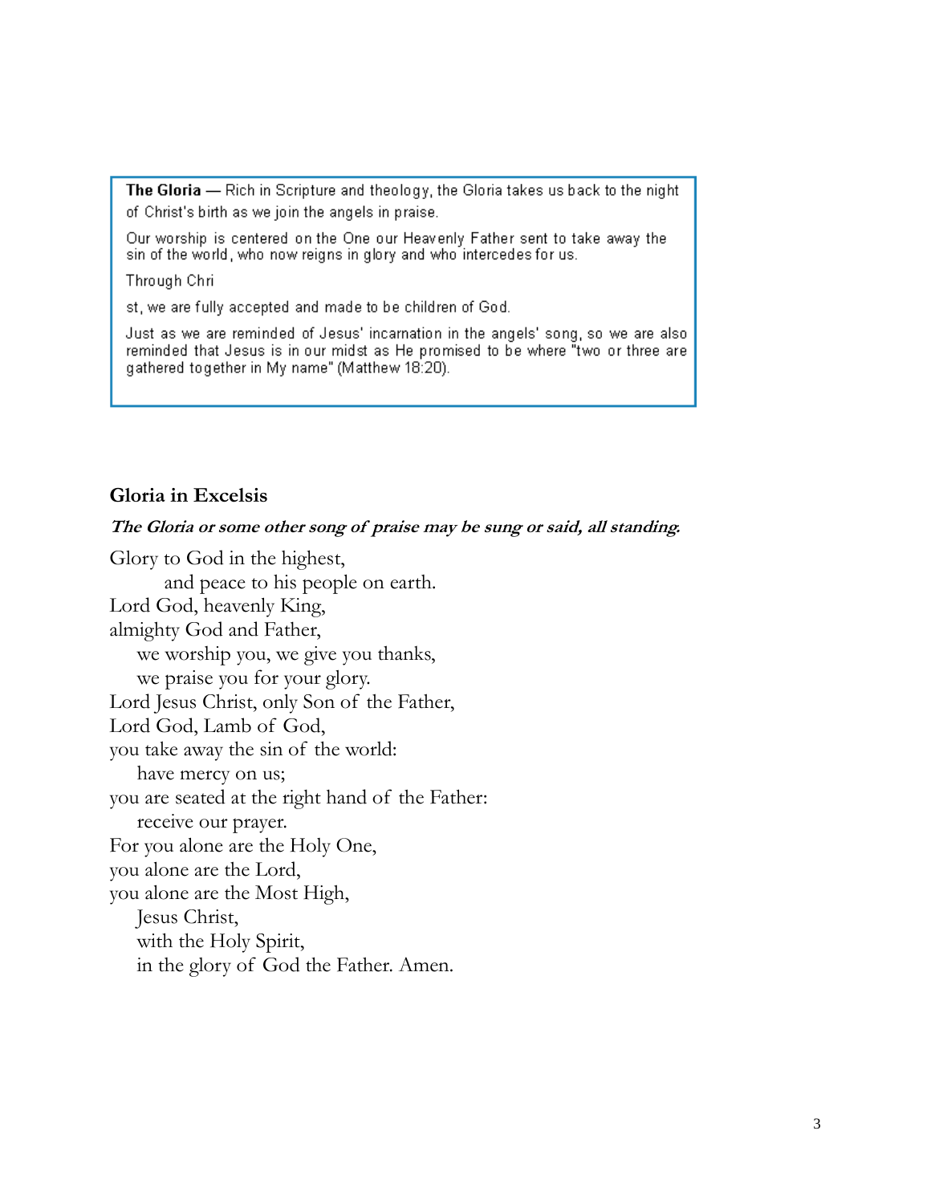**The Gloria** — Rich in Scripture and theology, the Gloria takes us back to the night of Christ's birth as we join the angels in praise.

Our worship is centered on the One our Heavenly Father sent to take away the sin of the world, who now reigns in glory and who intercedes for us.

Through Chri

st, we are fully accepted and made to be children of God.

Just as we are reminded of Jesus' incarnation in the angels' song, so we are also reminded that Jesus is in our midst as He promised to be where "two or three are gathered together in My name" (Matthew 18:20).

### Gloria in Excelsis

***The Gloria or some other song of praise may be sung or said, all standing.***

Glory to God in the highest,
    and peace to his people on earth.
Lord God, heavenly King,
almighty God and Father,
  we worship you, we give you thanks,
  we praise you for your glory.
Lord Jesus Christ, only Son of the Father,
Lord God, Lamb of God,
you take away the sin of the world:
  have mercy on us;
you are seated at the right hand of the Father:
  receive our prayer.
For you alone are the Holy One,
you alone are the Lord,
you alone are the Most High,
  Jesus Christ,
  with the Holy Spirit,
  in the glory of God the Father. Amen.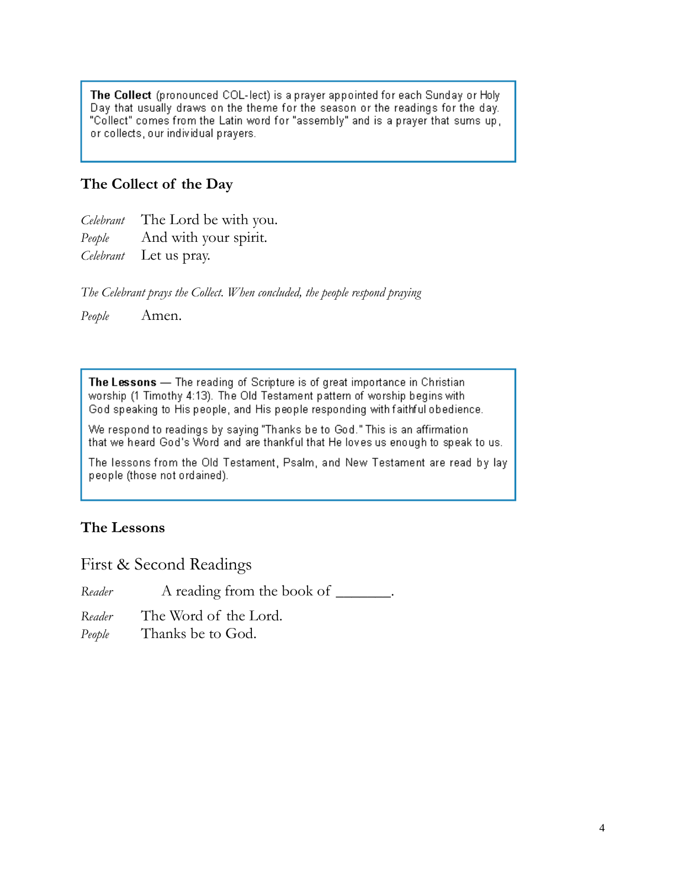> **The Collect** (pronounced COL-lect) is a prayer appointed for each Sunday or Holy Day that usually draws on the theme for the season or the readings for the day. "Collect" comes from the Latin word for "assembly" and is a prayer that sums up, or collects, our individual prayers.

### The Collect of the Day

*Celebrant* The Lord be with you.
*People* And with your spirit.
*Celebrant* Let us pray.

*The Celebrant prays the Collect. When concluded, the people respond praying*

*People* Amen.

> **The Lessons** — The reading of Scripture is of great importance in Christian worship (1 Timothy 4:13). The Old Testament pattern of worship begins with God speaking to His people, and His people responding with faithful obedience.
>
> We respond to readings by saying "Thanks be to God." This is an affirmation that we heard God's Word and are thankful that He loves us enough to speak to us.
>
> The lessons from the Old Testament, Psalm, and New Testament are read by lay people (those not ordained).

### The Lessons

First & Second Readings

*Reader* A reading from the book of _______.

*Reader* The Word of the Lord.
*People* Thanks be to God.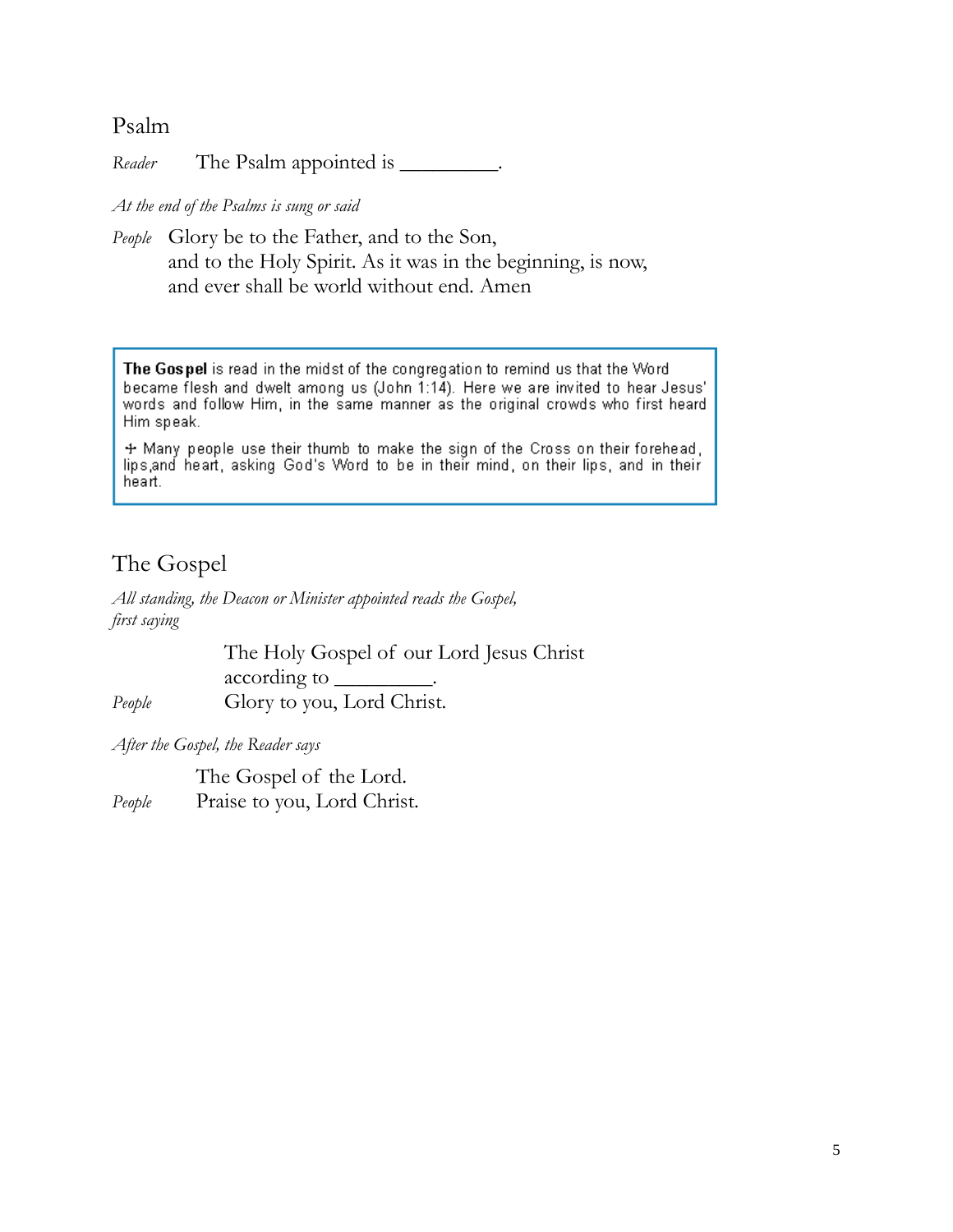## Psalm

*Reader* The Psalm appointed is _________.

*At the end of the Psalms is sung or said*

*People* Glory be to the Father, and to the Son,
and to the Holy Spirit. As it was in the beginning, is now,
and ever shall be world without end. Amen

> **The Gospel** is read in the midst of the congregation to remind us that the Word became flesh and dwelt among us (John 1:14). Here we are invited to hear Jesus' words and follow Him, in the same manner as the original crowds who first heard Him speak.
>
> ✢ Many people use their thumb to make the sign of the Cross on their forehead, lips,and heart, asking God's Word to be in their mind, on their lips, and in their heart.

## The Gospel

*All standing, the Deacon or Minister appointed reads the Gospel, first saying*

The Holy Gospel of our Lord Jesus Christ
according to _________.

*People* Glory to you, Lord Christ.

*After the Gospel, the Reader says*

The Gospel of the Lord.

*People* Praise to you, Lord Christ.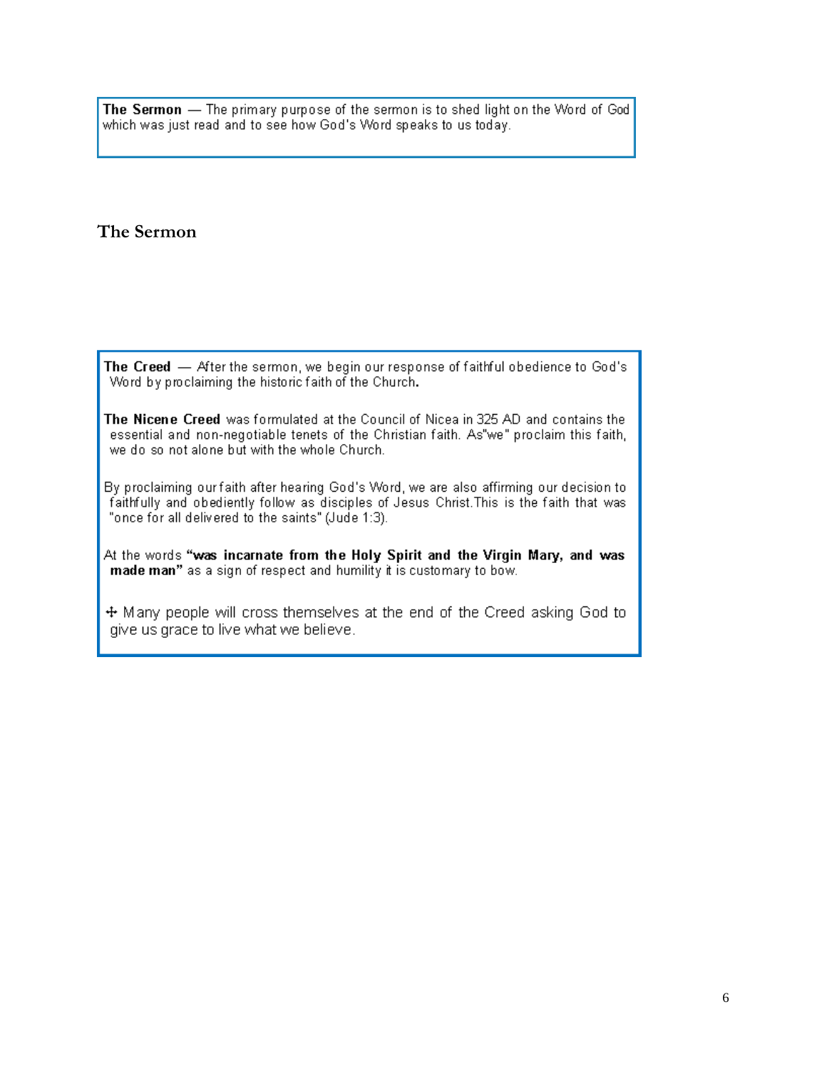**The Sermon** — The primary purpose of the sermon is to shed light on the Word of God which was just read and to see how God's Word speaks to us today.

## The Sermon

**The Creed** — After the sermon, we begin our response of faithful obedience to God's Word by proclaiming the historic faith of the Church**.**

**The Nicene Creed** was formulated at the Council of Nicea in 325 AD and contains the essential and non-negotiable tenets of the Christian faith. As"we" proclaim this faith, we do so not alone but with the whole Church.

By proclaiming our faith after hearing God's Word, we are also affirming our decision to faithfully and obediently follow as disciples of Jesus Christ.This is the faith that was "once for all delivered to the saints" (Jude 1:3).

At the words **"was incarnate from the Holy Spirit and the Virgin Mary, and was made man"** as a sign of respect and humility it is customary to bow.

✠ Many people will cross themselves at the end of the Creed asking God to give us grace to live what we believe.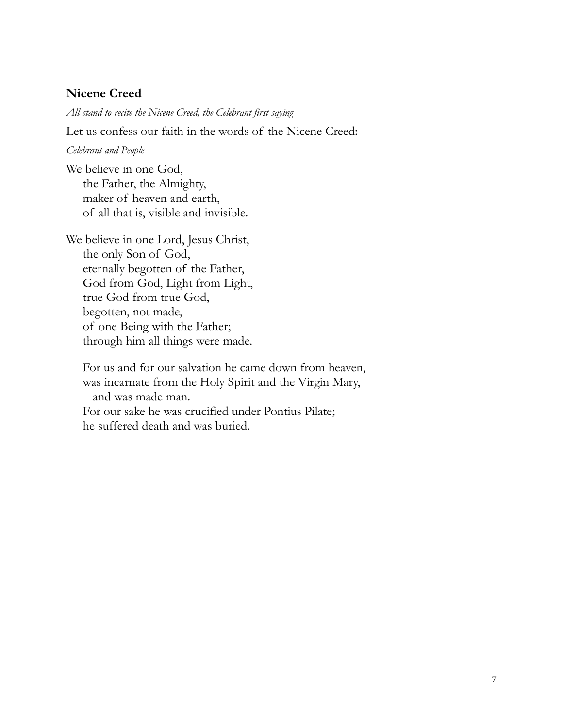### Nicene Creed

*All stand to recite the Nicene Creed, the Celebrant first saying*

Let us confess our faith in the words of the Nicene Creed:

*Celebrant and People*

We believe in one God,  
  the Father, the Almighty,  
  maker of heaven and earth,  
  of all that is, visible and invisible.

We believe in one Lord, Jesus Christ,  
  the only Son of God,  
  eternally begotten of the Father,  
  God from God, Light from Light,  
  true God from true God,  
  begotten, not made,  
  of one Being with the Father;  
  through him all things were made.

  For us and for our salvation he came down from heaven,  
  was incarnate from the Holy Spirit and the Virgin Mary,  
   and was made man.  
  For our sake he was crucified under Pontius Pilate;  
  he suffered death and was buried.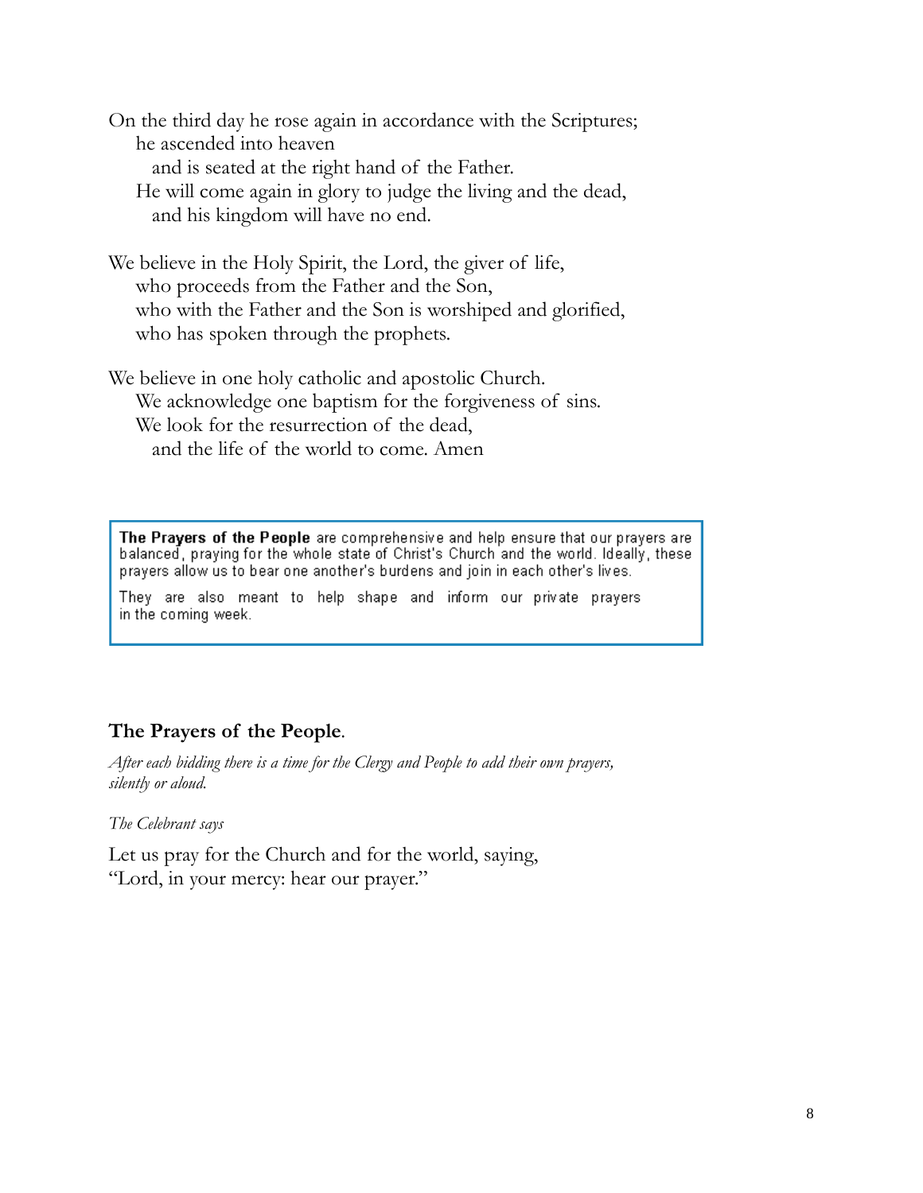On the third day he rose again in accordance with the Scriptures;
  he ascended into heaven
    and is seated at the right hand of the Father.
  He will come again in glory to judge the living and the dead,
    and his kingdom will have no end.

We believe in the Holy Spirit, the Lord, the giver of life,
  who proceeds from the Father and the Son,
  who with the Father and the Son is worshiped and glorified,
  who has spoken through the prophets.

We believe in one holy catholic and apostolic Church.
  We acknowledge one baptism for the forgiveness of sins.
  We look for the resurrection of the dead,
    and the life of the world to come. Amen

> **The Prayers of the People** are comprehensive and help ensure that our prayers are balanced, praying for the whole state of Christ's Church and the world. Ideally, these prayers allow us to bear one another's burdens and join in each other's lives.
>
> They are also meant to help shape and inform our private prayers in the coming week.

## The Prayers of the People.

*After each bidding there is a time for the Clergy and People to add their own prayers, silently or aloud.*

*The Celebrant says*

Let us pray for the Church and for the world, saying,
"Lord, in your mercy: hear our prayer."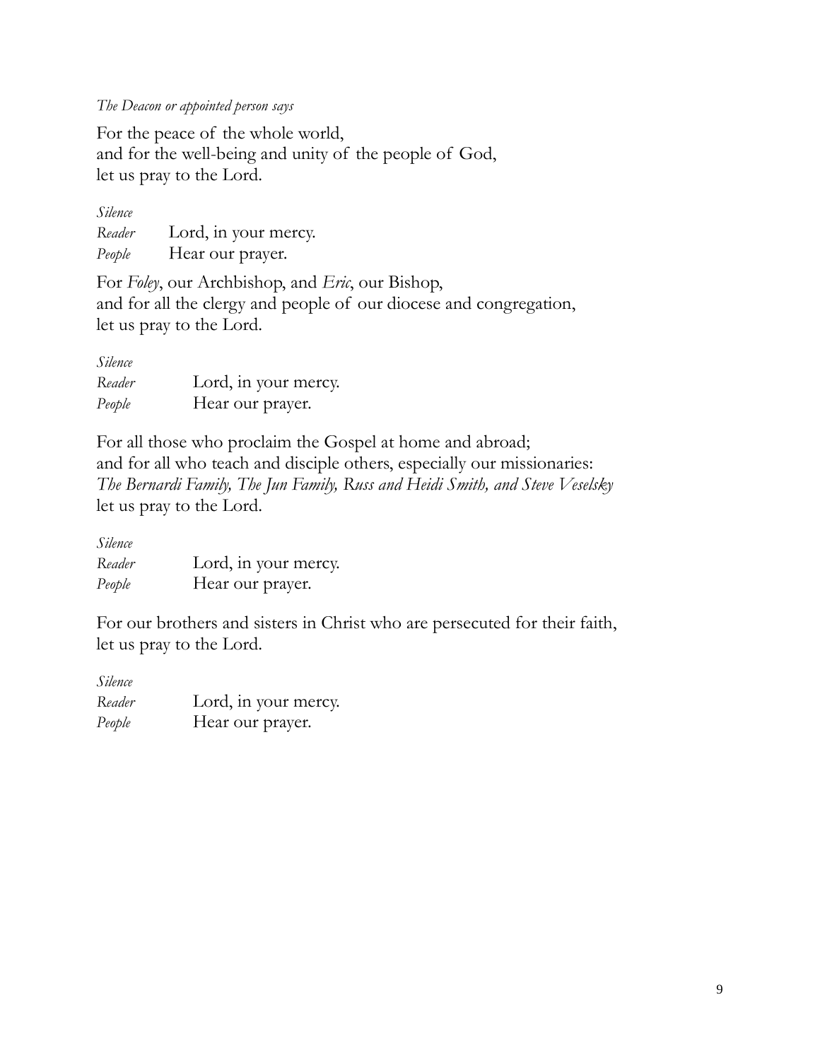*The Deacon or appointed person says*

For the peace of the whole world,
and for the well-being and unity of the people of God,
let us pray to the Lord.

*Silence*
*Reader* Lord, in your mercy.
*People* Hear our prayer.

For *Foley*, our Archbishop, and *Eric*, our Bishop,
and for all the clergy and people of our diocese and congregation,
let us pray to the Lord.

*Silence*
*Reader* Lord, in your mercy.
*People* Hear our prayer.

For all those who proclaim the Gospel at home and abroad;
and for all who teach and disciple others, especially our missionaries:
*The Bernardi Family, The Jun Family, Russ and Heidi Smith, and Steve Veselsky*
let us pray to the Lord.

*Silence*
*Reader* Lord, in your mercy.
*People* Hear our prayer.

For our brothers and sisters in Christ who are persecuted for their faith,
let us pray to the Lord.

*Silence*
*Reader* Lord, in your mercy.
*People* Hear our prayer.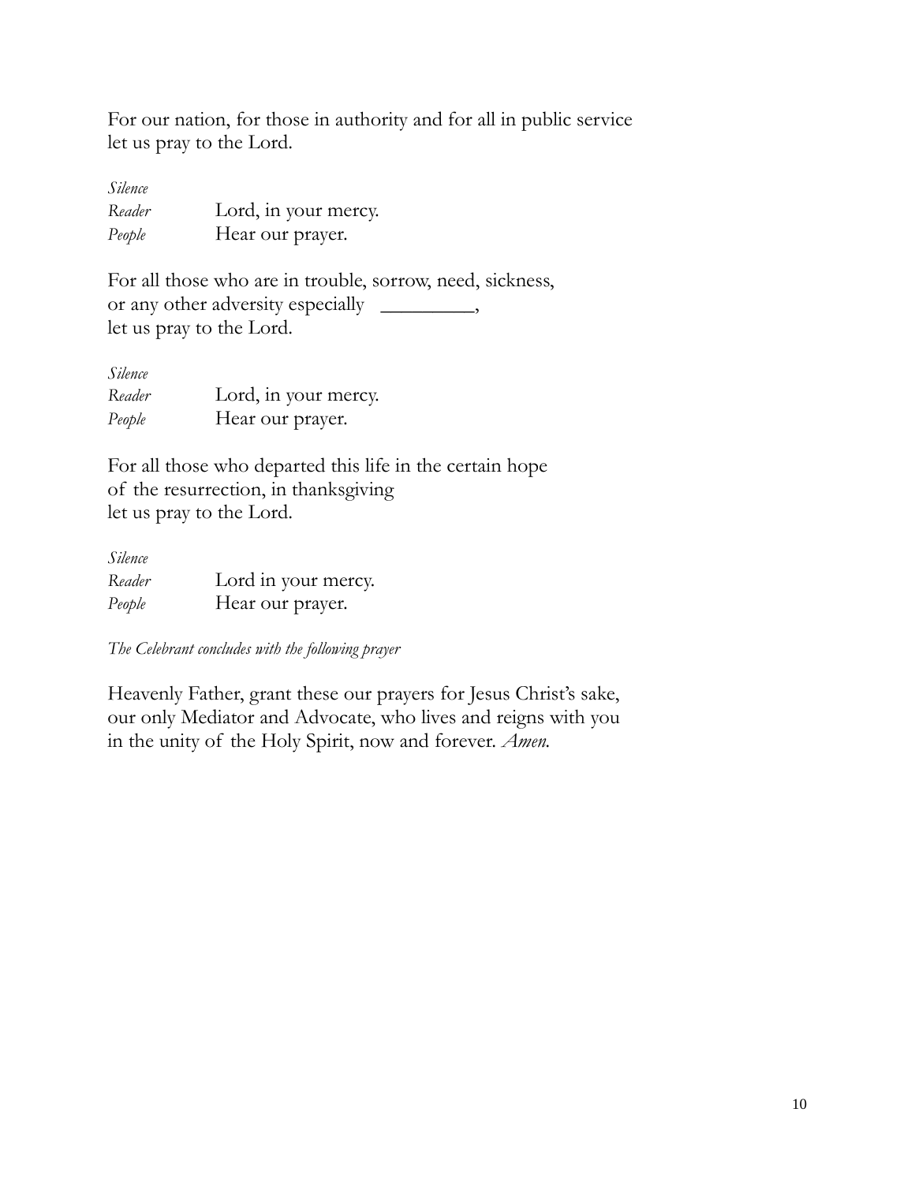For our nation, for those in authority and for all in public service
let us pray to the Lord.

*Silence*
*Reader* Lord, in your mercy.
*People* Hear our prayer.

For all those who are in trouble, sorrow, need, sickness,
or any other adversity especially _________,
let us pray to the Lord.

*Silence*
*Reader* Lord, in your mercy.
*People* Hear our prayer.

For all those who departed this life in the certain hope
of the resurrection, in thanksgiving
let us pray to the Lord.

*Silence*
*Reader* Lord in your mercy.
*People* Hear our prayer.

*The Celebrant concludes with the following prayer*

Heavenly Father, grant these our prayers for Jesus Christ's sake,
our only Mediator and Advocate, who lives and reigns with you
in the unity of the Holy Spirit, now and forever. *Amen.*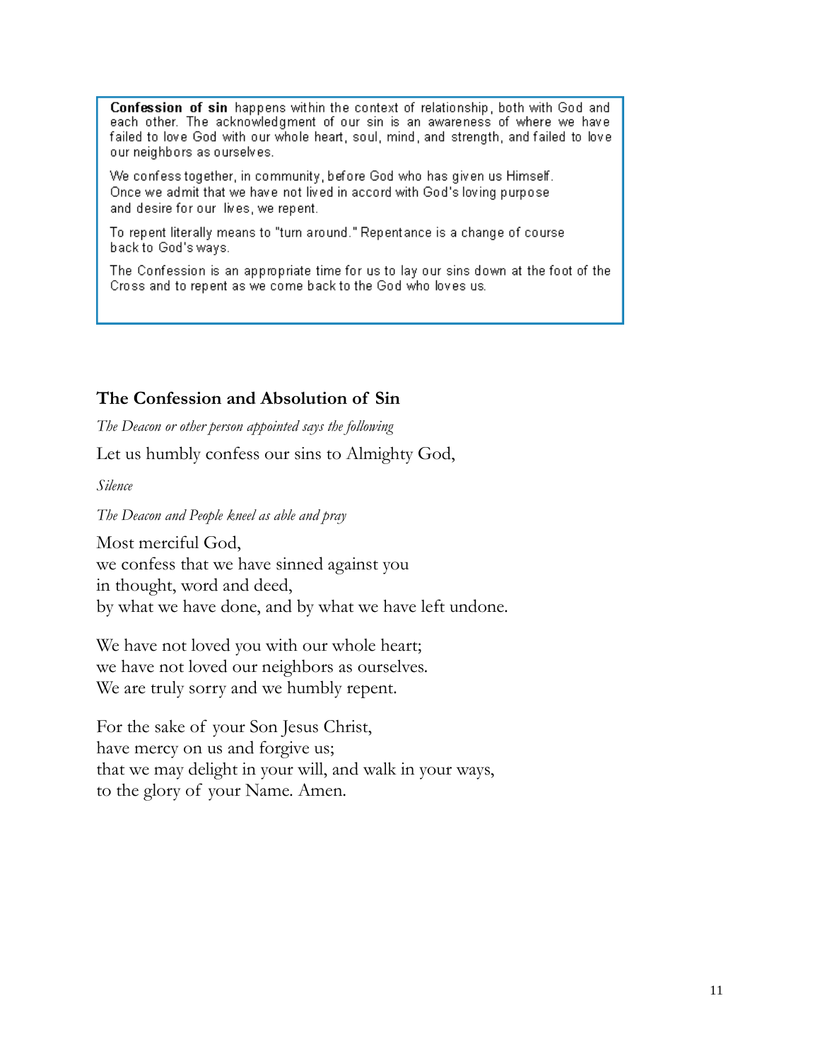**Confession of sin** happens within the context of relationship, both with God and each other. The acknowledgment of our sin is an awareness of where we have failed to love God with our whole heart, soul, mind, and strength, and failed to love our neighbors as ourselves.

We confess together, in community, before God who has given us Himself. Once we admit that we have not lived in accord with God's loving purpose and desire for our lives, we repent.

To repent literally means to "turn around." Repentance is a change of course back to God's ways.

The Confession is an appropriate time for us to lay our sins down at the foot of the Cross and to repent as we come back to the God who loves us.

### The Confession and Absolution of Sin

*The Deacon or other person appointed says the following*

Let us humbly confess our sins to Almighty God,

*Silence*

*The Deacon and People kneel as able and pray*

Most merciful God,
we confess that we have sinned against you
in thought, word and deed,
by what we have done, and by what we have left undone.

We have not loved you with our whole heart;
we have not loved our neighbors as ourselves.
We are truly sorry and we humbly repent.

For the sake of your Son Jesus Christ,
have mercy on us and forgive us;
that we may delight in your will, and walk in your ways,
to the glory of your Name. Amen.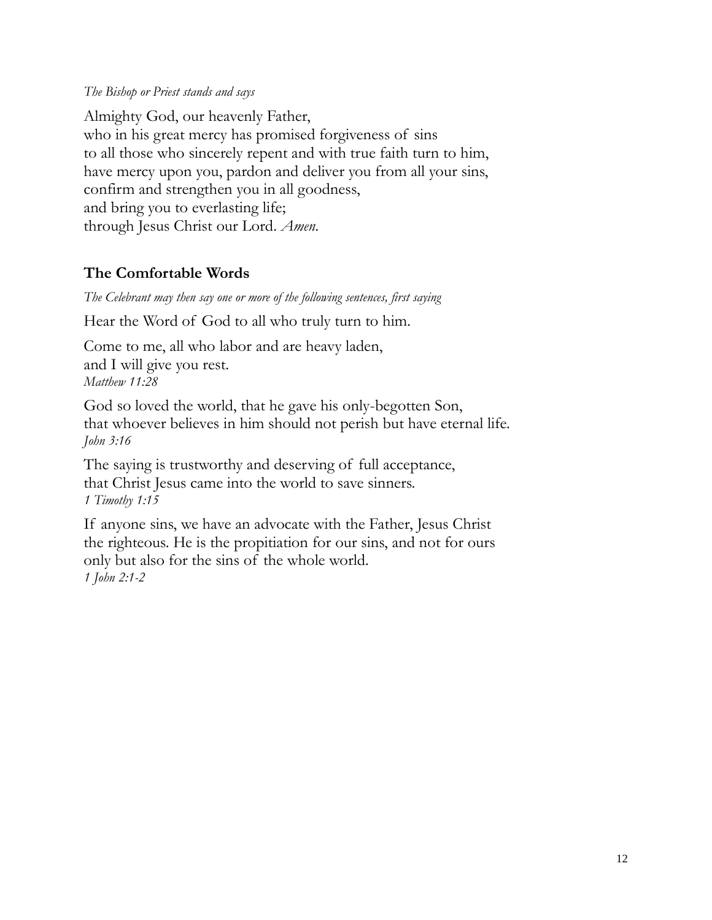*The Bishop or Priest stands and says*

Almighty God, our heavenly Father,
who in his great mercy has promised forgiveness of sins
to all those who sincerely repent and with true faith turn to him,
have mercy upon you, pardon and deliver you from all your sins,
confirm and strengthen you in all goodness,
and bring you to everlasting life;
through Jesus Christ our Lord. *Amen.*

## The Comfortable Words

*The Celebrant may then say one or more of the following sentences, first saying*

Hear the Word of God to all who truly turn to him.

Come to me, all who labor and are heavy laden,
and I will give you rest.
*Matthew 11:28*

God so loved the world, that he gave his only-begotten Son,
that whoever believes in him should not perish but have eternal life.
*John 3:16*

The saying is trustworthy and deserving of full acceptance,
that Christ Jesus came into the world to save sinners.
*1 Timothy 1:15*

If anyone sins, we have an advocate with the Father, Jesus Christ
the righteous. He is the propitiation for our sins, and not for ours
only but also for the sins of the whole world.
*1 John 2:1-2*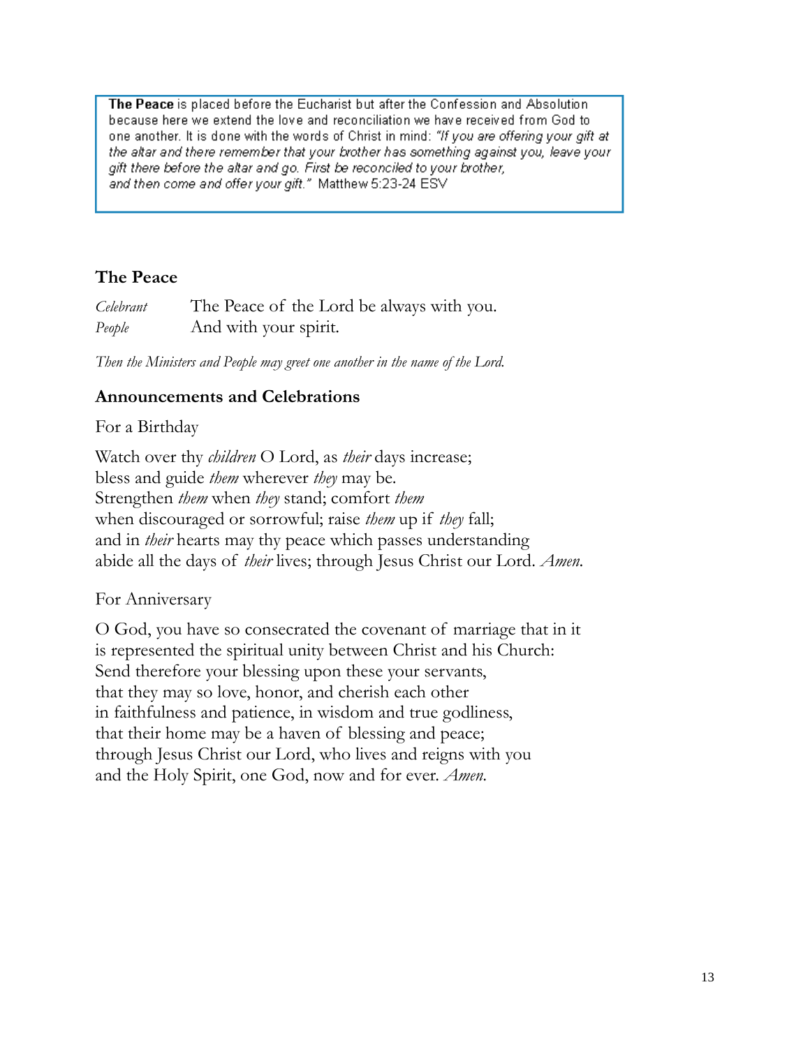> **The Peace** is placed before the Eucharist but after the Confession and Absolution because here we extend the love and reconciliation we have received from God to one another. It is done with the words of Christ in mind: *"If you are offering your gift at the altar and there remember that your brother has something against you, leave your gift there before the altar and go. First be reconciled to your brother, and then come and offer your gift."* Matthew 5:23-24 ESV

### The Peace

*Celebrant* The Peace of the Lord be always with you.
*People* And with your spirit.

*Then the Ministers and People may greet one another in the name of the Lord.*

### Announcements and Celebrations

For a Birthday

Watch over thy *children* O Lord, as *their* days increase;
bless and guide *them* wherever *they* may be.
Strengthen *them* when *they* stand; comfort *them*
when discouraged or sorrowful; raise *them* up if *they* fall;
and in *their* hearts may thy peace which passes understanding
abide all the days of *their* lives; through Jesus Christ our Lord. *Amen.*

For Anniversary

O God, you have so consecrated the covenant of marriage that in it
is represented the spiritual unity between Christ and his Church:
Send therefore your blessing upon these your servants,
that they may so love, honor, and cherish each other
in faithfulness and patience, in wisdom and true godliness,
that their home may be a haven of blessing and peace;
through Jesus Christ our Lord, who lives and reigns with you
and the Holy Spirit, one God, now and for ever. *Amen.*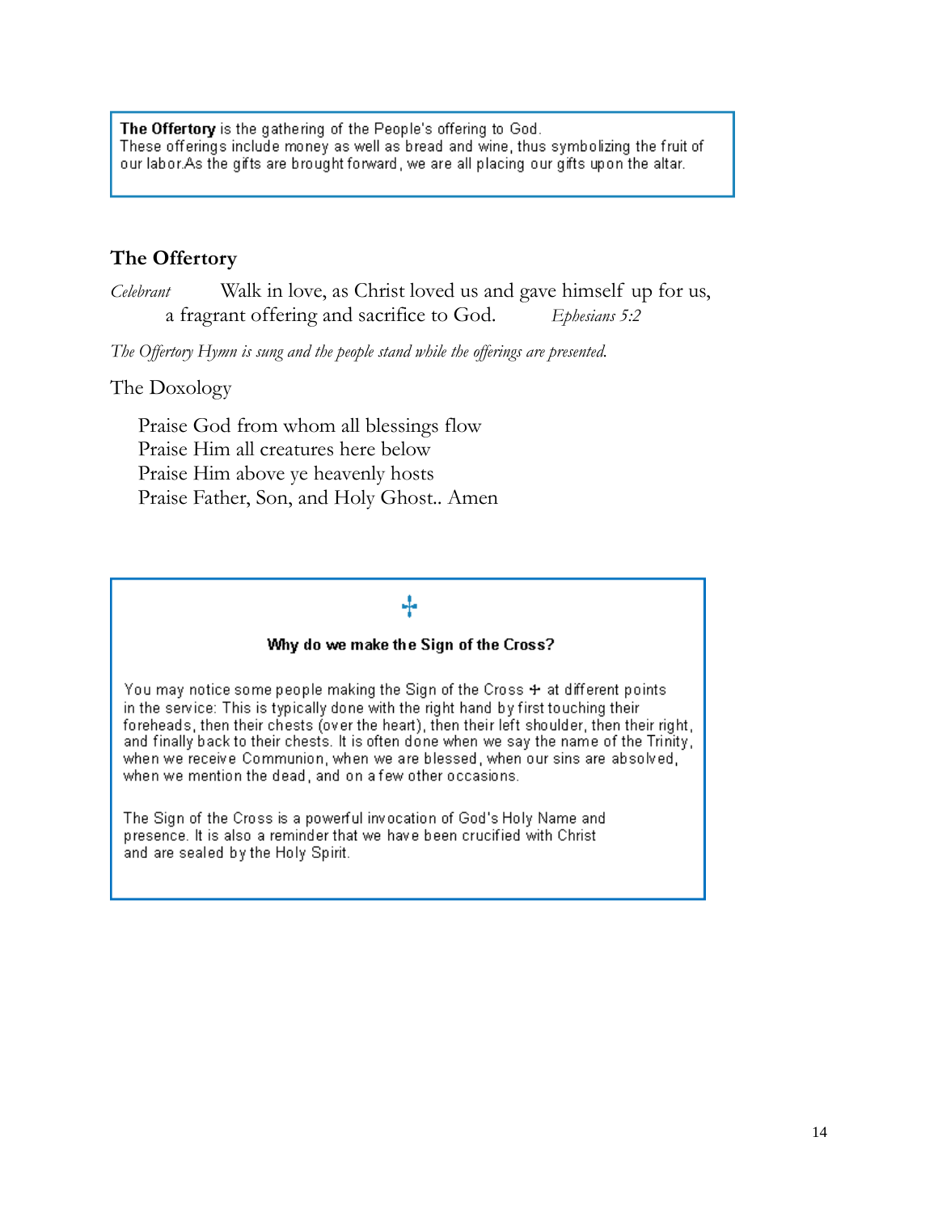**The Offertory** is the gathering of the People's offering to God. These offerings include money as well as bread and wine, thus symbolizing the fruit of our labor.As the gifts are brought forward, we are all placing our gifts upon the altar.

## The Offertory

*Celebrant* Walk in love, as Christ loved us and gave himself up for us, a fragrant offering and sacrifice to God. *Ephesians 5:2*

*The Offertory Hymn is sung and the people stand while the offerings are presented.*

The Doxology

Praise God from whom all blessings flow
Praise Him all creatures here below
Praise Him above ye heavenly hosts
Praise Father, Son, and Holy Ghost.. Amen

✣

**Why do we make the Sign of the Cross?**

You may notice some people making the Sign of the Cross ✣ at different points in the service: This is typically done with the right hand by first touching their foreheads, then their chests (over the heart), then their left shoulder, then their right, and finally back to their chests. It is often done when we say the name of the Trinity, when we receive Communion, when we are blessed, when our sins are absolved, when we mention the dead, and on a few other occasions.

The Sign of the Cross is a powerful invocation of God's Holy Name and presence. It is also a reminder that we have been crucified with Christ and are sealed by the Holy Spirit.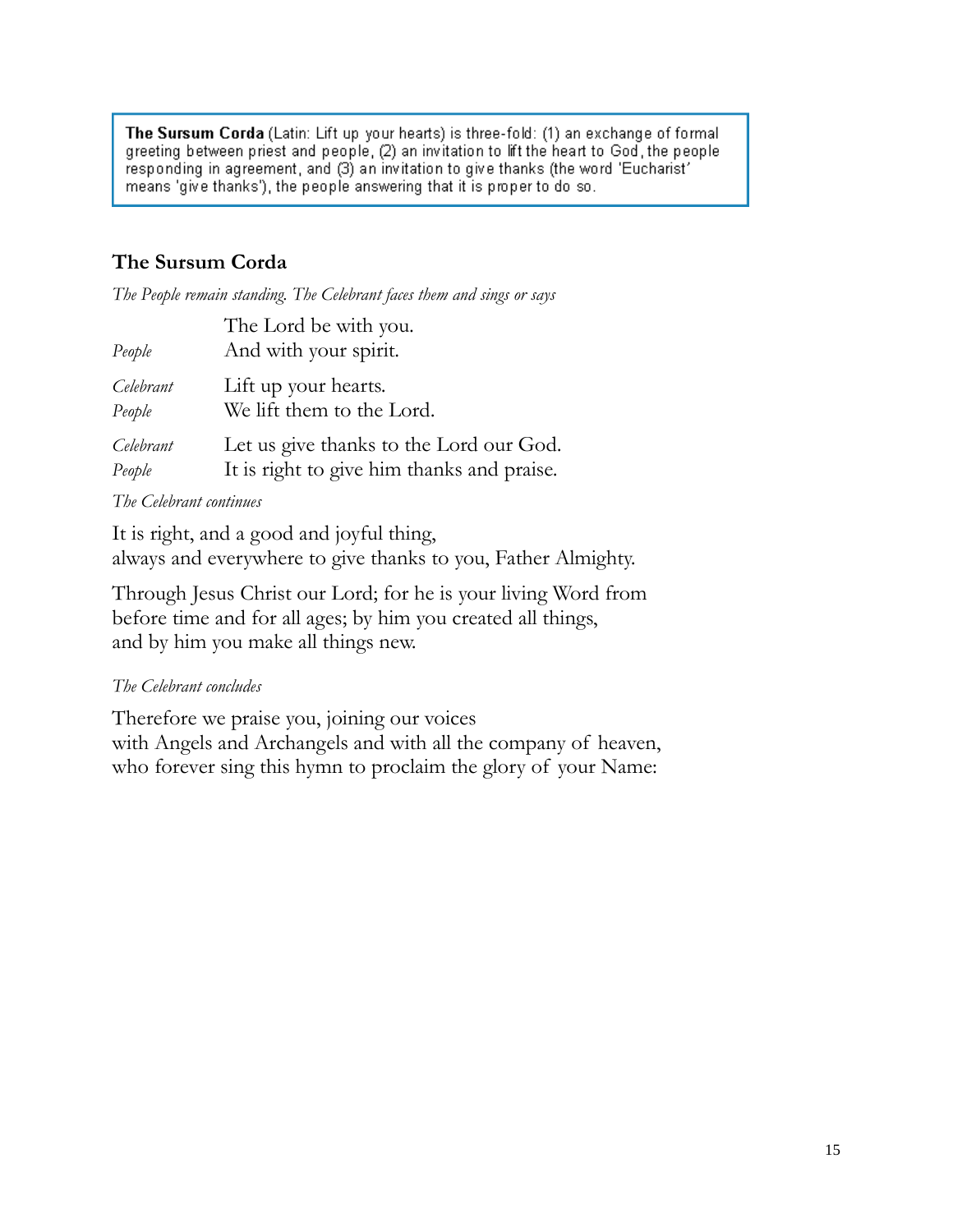> **The Sursum Corda** (Latin: Lift up your hearts) is three-fold: (1) an exchange of formal greeting between priest and people, (2) an invitation to lift the heart to God, the people responding in agreement, and (3) an invitation to give thanks (the word 'Eucharist' means 'give thanks'), the people answering that it is proper to do so.

## The Sursum Corda

*The People remain standing. The Celebrant faces them and sings or says*

The Lord be with you.
*People* And with your spirit.

*Celebrant* Lift up your hearts.
*People* We lift them to the Lord.

*Celebrant* Let us give thanks to the Lord our God.
*People* It is right to give him thanks and praise.

*The Celebrant continues*

It is right, and a good and joyful thing,
always and everywhere to give thanks to you, Father Almighty.

Through Jesus Christ our Lord; for he is your living Word from before time and for all ages; by him you created all things, and by him you make all things new.

*The Celebrant concludes*

Therefore we praise you, joining our voices
with Angels and Archangels and with all the company of heaven,
who forever sing this hymn to proclaim the glory of your Name: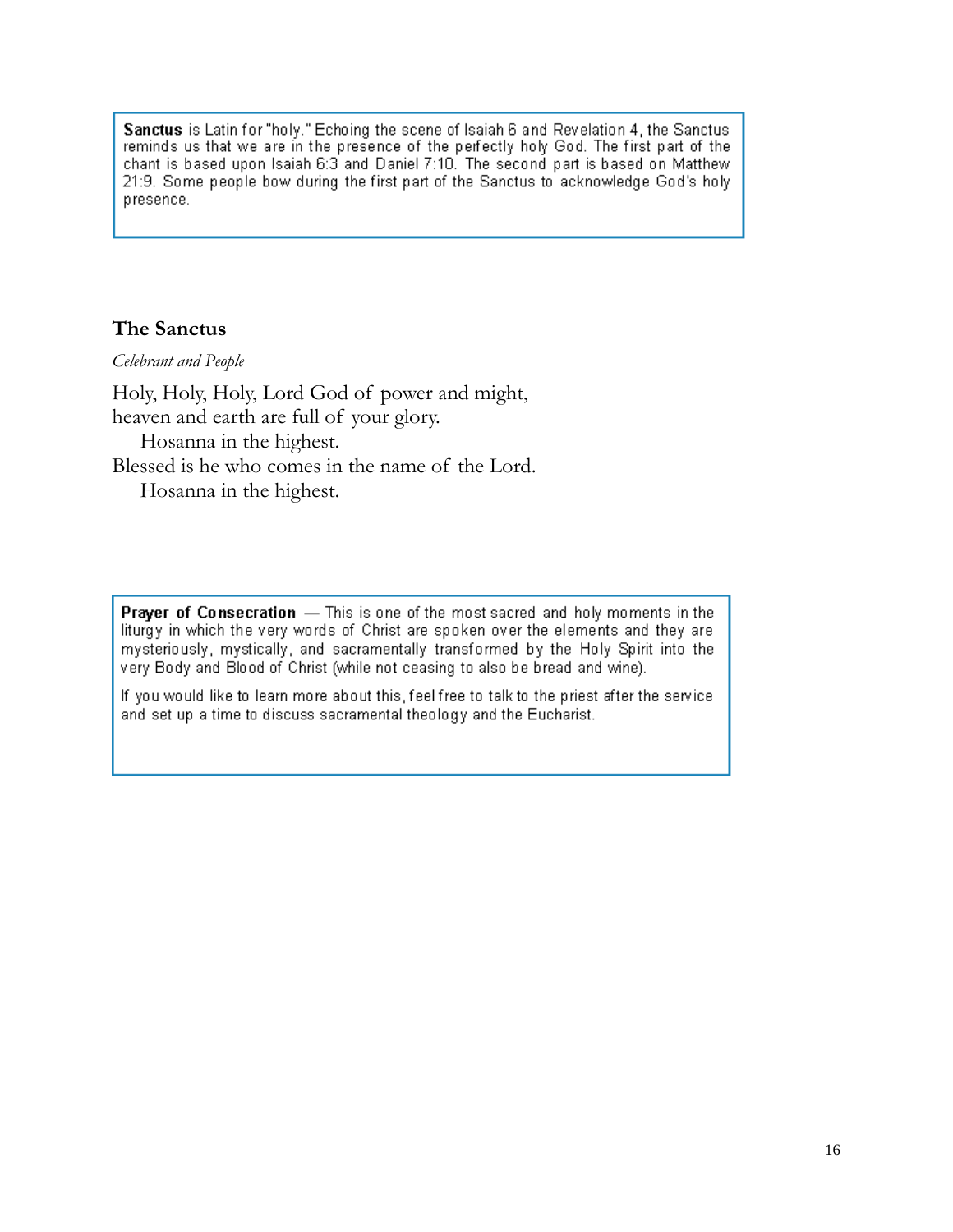**Sanctus** is Latin for "holy." Echoing the scene of Isaiah 6 and Revelation 4, the Sanctus reminds us that we are in the presence of the perfectly holy God. The first part of the chant is based upon Isaiah 6:3 and Daniel 7:10. The second part is based on Matthew 21:9. Some people bow during the first part of the Sanctus to acknowledge God's holy presence.

### The Sanctus

*Celebrant and People*

Holy, Holy, Holy, Lord God of power and might,  
heaven and earth are full of your glory.  
    Hosanna in the highest.  
Blessed is he who comes in the name of the Lord.  
    Hosanna in the highest.

**Prayer of Consecration** — This is one of the most sacred and holy moments in the liturgy in which the very words of Christ are spoken over the elements and they are mysteriously, mystically, and sacramentally transformed by the Holy Spirit into the very Body and Blood of Christ (while not ceasing to also be bread and wine).

If you would like to learn more about this, feel free to talk to the priest after the service and set up a time to discuss sacramental theology and the Eucharist.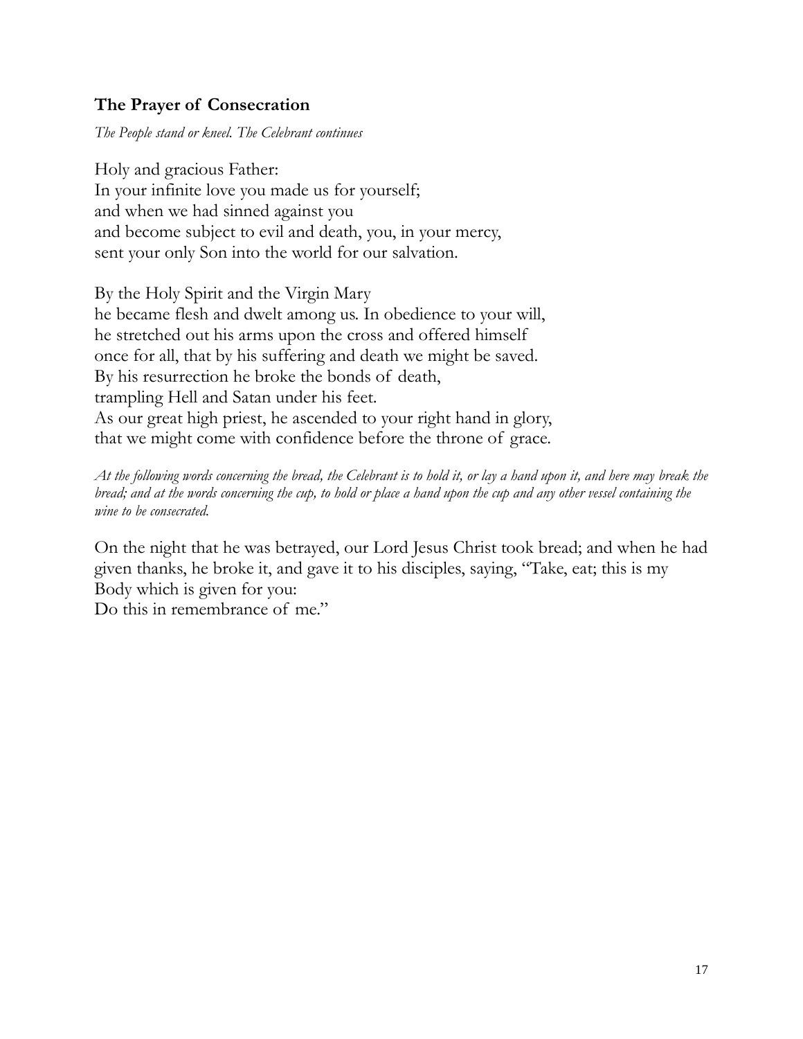### **The Prayer of Consecration**

*The People stand or kneel. The Celebrant continues*

Holy and gracious Father:
In your infinite love you made us for yourself;
and when we had sinned against you
and become subject to evil and death, you, in your mercy,
sent your only Son into the world for our salvation.

By the Holy Spirit and the Virgin Mary
he became flesh and dwelt among us. In obedience to your will,
he stretched out his arms upon the cross and offered himself
once for all, that by his suffering and death we might be saved.
By his resurrection he broke the bonds of death,
trampling Hell and Satan under his feet.
As our great high priest, he ascended to your right hand in glory,
that we might come with confidence before the throne of grace.

*At the following words concerning the bread, the Celebrant is to hold it, or lay a hand upon it, and here may break the bread; and at the words concerning the cup, to hold or place a hand upon the cup and any other vessel containing the wine to be consecrated.*

On the night that he was betrayed, our Lord Jesus Christ took bread; and when he had given thanks, he broke it, and gave it to his disciples, saying, "Take, eat; this is my Body which is given for you:
Do this in remembrance of me."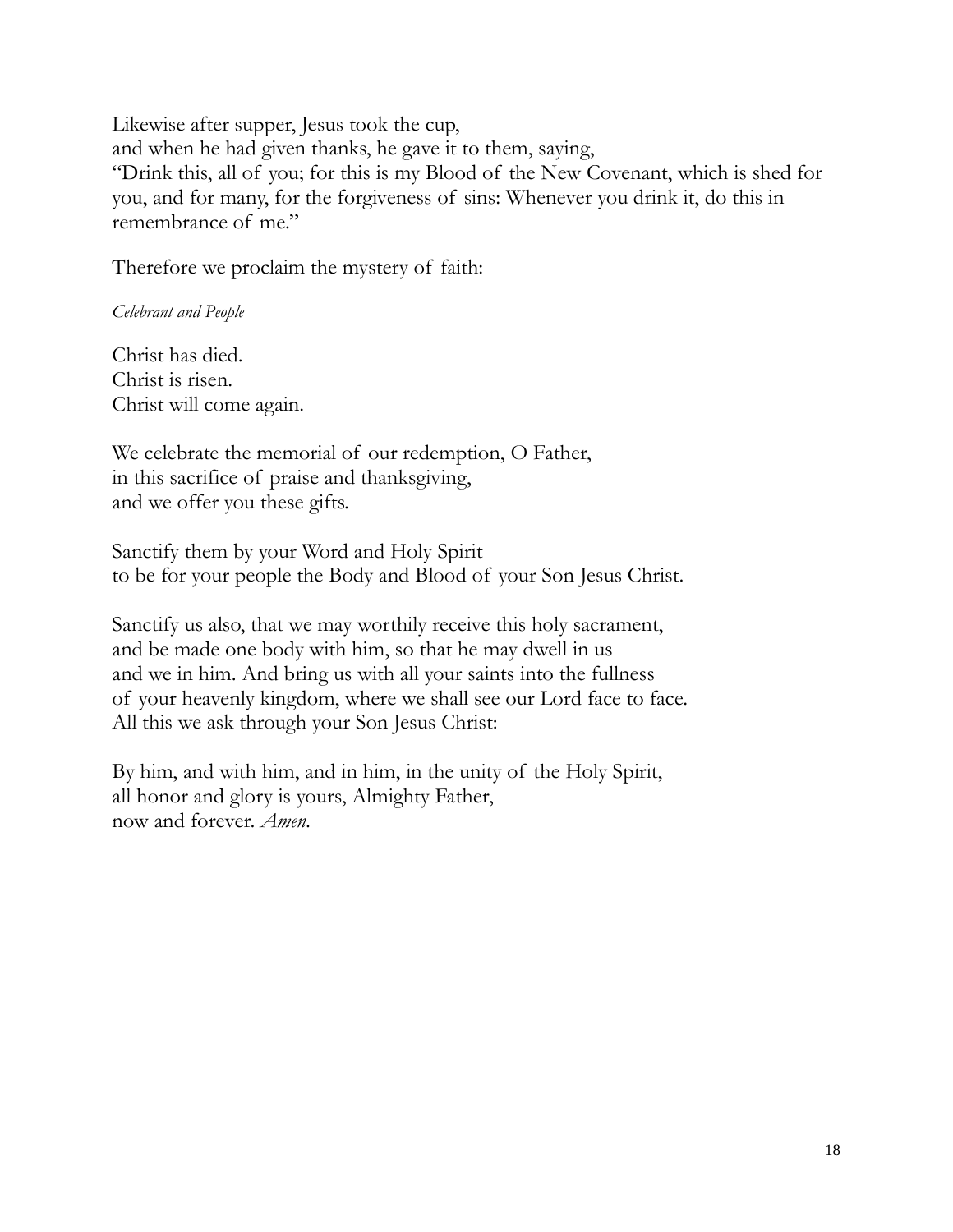Likewise after supper, Jesus took the cup,
and when he had given thanks, he gave it to them, saying,
"Drink this, all of you; for this is my Blood of the New Covenant, which is shed for you, and for many, for the forgiveness of sins: Whenever you drink it, do this in remembrance of me."

Therefore we proclaim the mystery of faith:

*Celebrant and People*

Christ has died.
Christ is risen.
Christ will come again.

We celebrate the memorial of our redemption, O Father,
in this sacrifice of praise and thanksgiving,
and we offer you these gifts.

Sanctify them by your Word and Holy Spirit
to be for your people the Body and Blood of your Son Jesus Christ.

Sanctify us also, that we may worthily receive this holy sacrament,
and be made one body with him, so that he may dwell in us
and we in him. And bring us with all your saints into the fullness
of your heavenly kingdom, where we shall see our Lord face to face.
All this we ask through your Son Jesus Christ:

By him, and with him, and in him, in the unity of the Holy Spirit,
all honor and glory is yours, Almighty Father,
now and forever. *Amen.*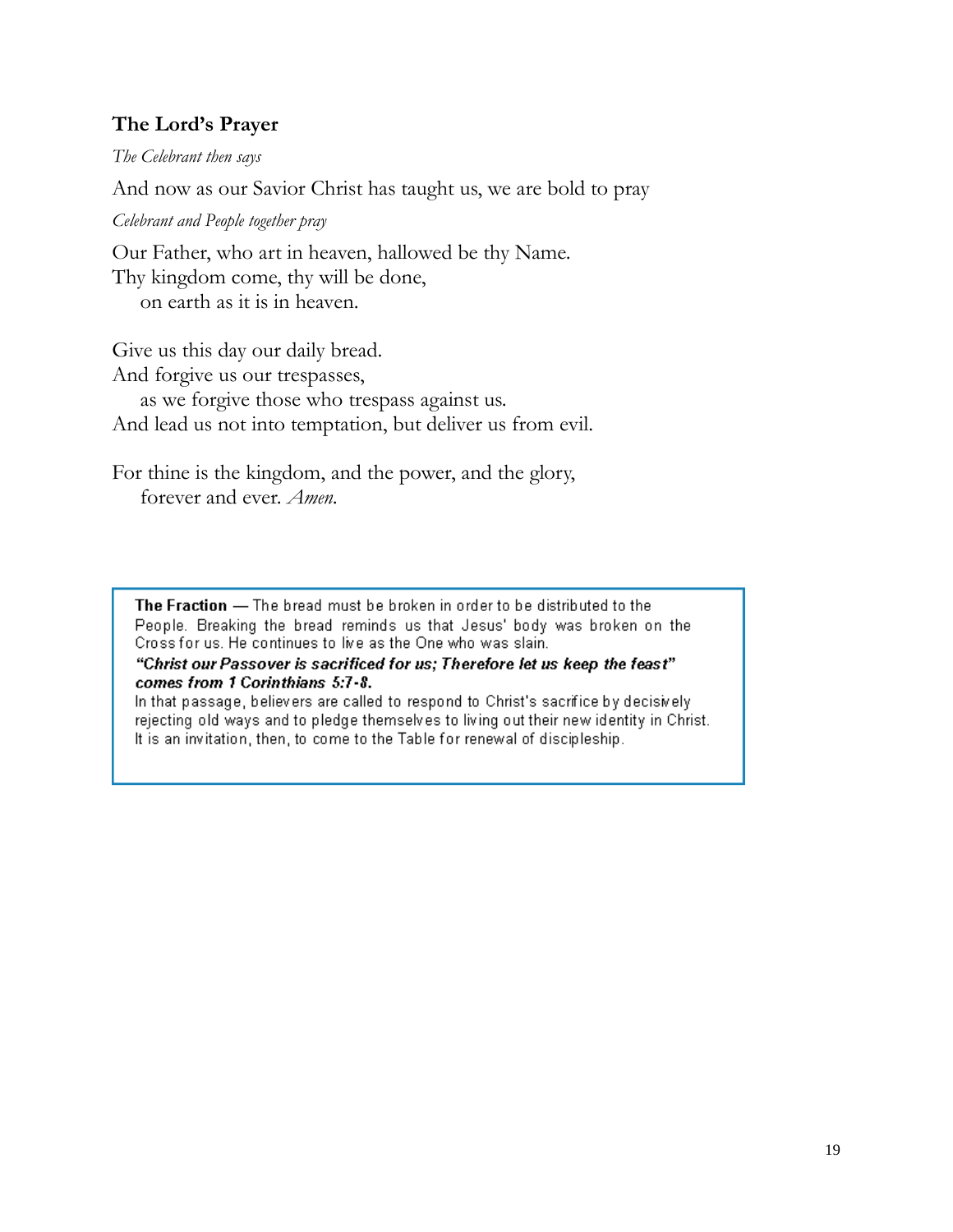## The Lord's Prayer

*The Celebrant then says*

And now as our Savior Christ has taught us, we are bold to pray

*Celebrant and People together pray*

Our Father, who art in heaven, hallowed be thy Name.
Thy kingdom come, thy will be done,
    on earth as it is in heaven.

Give us this day our daily bread.
And forgive us our trespasses,
    as we forgive those who trespass against us.
And lead us not into temptation, but deliver us from evil.

For thine is the kingdom, and the power, and the glory,
    forever and ever. *Amen.*

> **The Fraction** — The bread must be broken in order to be distributed to the People. Breaking the bread reminds us that Jesus' body was broken on the Cross for us. He continues to live as the One who was slain.
> ***"Christ our Passover is sacrificed for us; Therefore let us keep the feast" comes from 1 Corinthians 5:7-8.***
> In that passage, believers are called to respond to Christ's sacrifice by decisively rejecting old ways and to pledge themselves to living out their new identity in Christ. It is an invitation, then, to come to the Table for renewal of discipleship.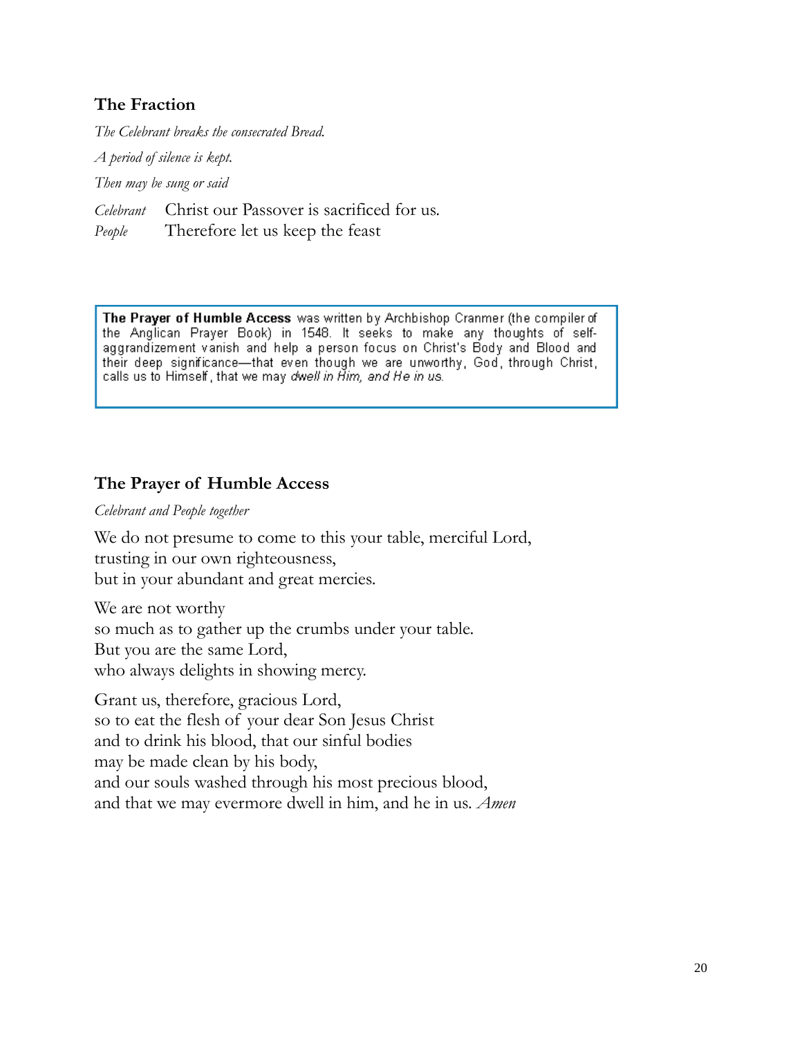## The Fraction

*The Celebrant breaks the consecrated Bread.*

*A period of silence is kept.*

*Then may be sung or said*

*Celebrant* Christ our Passover is sacrificed for us.
*People* Therefore let us keep the feast

> **The Prayer of Humble Access** was written by Archbishop Cranmer (the compiler of the Anglican Prayer Book) in 1548. It seeks to make any thoughts of self-aggrandizement vanish and help a person focus on Christ's Body and Blood and their deep significance—that even though we are unworthy, God, through Christ, calls us to Himself, that we may *dwell in Him, and He in us.*

## The Prayer of Humble Access

*Celebrant and People together*

We do not presume to come to this your table, merciful Lord,
trusting in our own righteousness,
but in your abundant and great mercies.

We are not worthy
so much as to gather up the crumbs under your table.
But you are the same Lord,
who always delights in showing mercy.

Grant us, therefore, gracious Lord,
so to eat the flesh of your dear Son Jesus Christ
and to drink his blood, that our sinful bodies
may be made clean by his body,
and our souls washed through his most precious blood,
and that we may evermore dwell in him, and he in us. *Amen*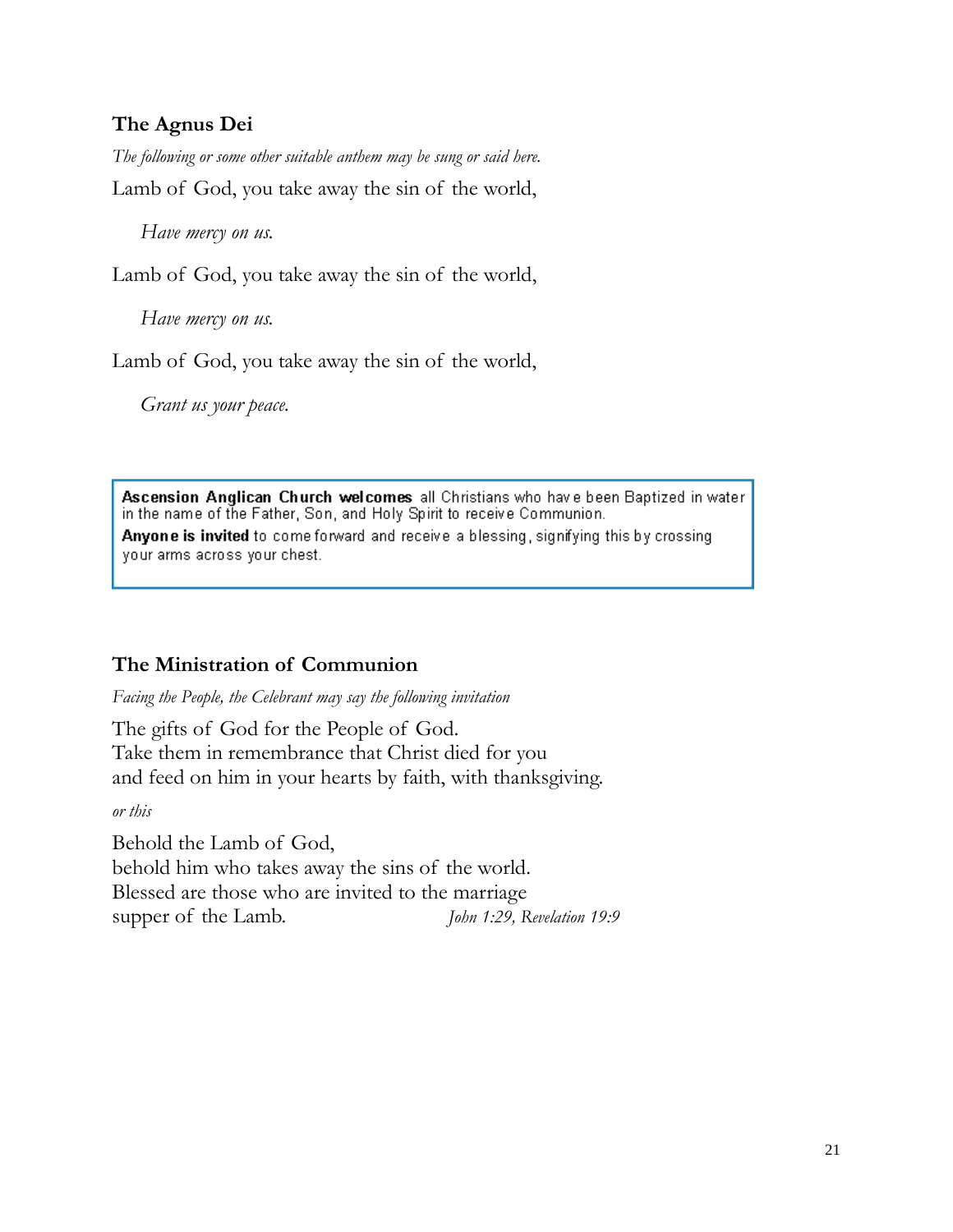### The Agnus Dei

*The following or some other suitable anthem may be sung or said here.*

Lamb of God, you take away the sin of the world,

*Have mercy on us.*

Lamb of God, you take away the sin of the world,

*Have mercy on us.*

Lamb of God, you take away the sin of the world,

*Grant us your peace.*

> **Ascension Anglican Church welcomes** all Christians who have been Baptized in water in the name of the Father, Son, and Holy Spirit to receive Communion.
>
> **Anyone is invited** to come forward and receive a blessing, signifying this by crossing your arms across your chest.

### The Ministration of Communion

*Facing the People, the Celebrant may say the following invitation*

The gifts of God for the People of God.
Take them in remembrance that Christ died for you
and feed on him in your hearts by faith, with thanksgiving.

*or this*

Behold the Lamb of God,
behold him who takes away the sins of the world.
Blessed are those who are invited to the marriage
supper of the Lamb. *John 1:29, Revelation 19:9*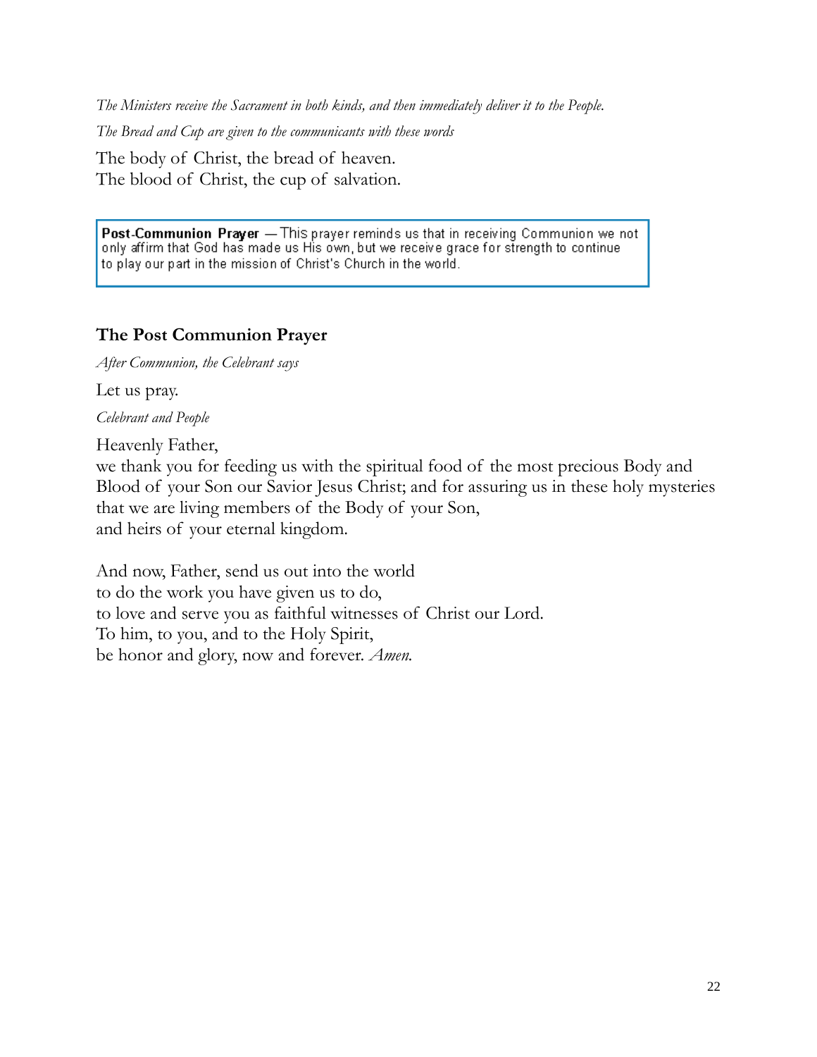*The Ministers receive the Sacrament in both kinds, and then immediately deliver it to the People.*

*The Bread and Cup are given to the communicants with these words*

The body of Christ, the bread of heaven.
The blood of Christ, the cup of salvation.

> **Post-Communion Prayer** — This prayer reminds us that in receiving Communion we not only affirm that God has made us His own, but we receive grace for strength to continue to play our part in the mission of Christ's Church in the world.

### The Post Communion Prayer

*After Communion, the Celebrant says*

Let us pray.

*Celebrant and People*

Heavenly Father,
we thank you for feeding us with the spiritual food of the most precious Body and Blood of your Son our Savior Jesus Christ; and for assuring us in these holy mysteries that we are living members of the Body of your Son,
and heirs of your eternal kingdom.

And now, Father, send us out into the world
to do the work you have given us to do,
to love and serve you as faithful witnesses of Christ our Lord.
To him, to you, and to the Holy Spirit,
be honor and glory, now and forever. *Amen.*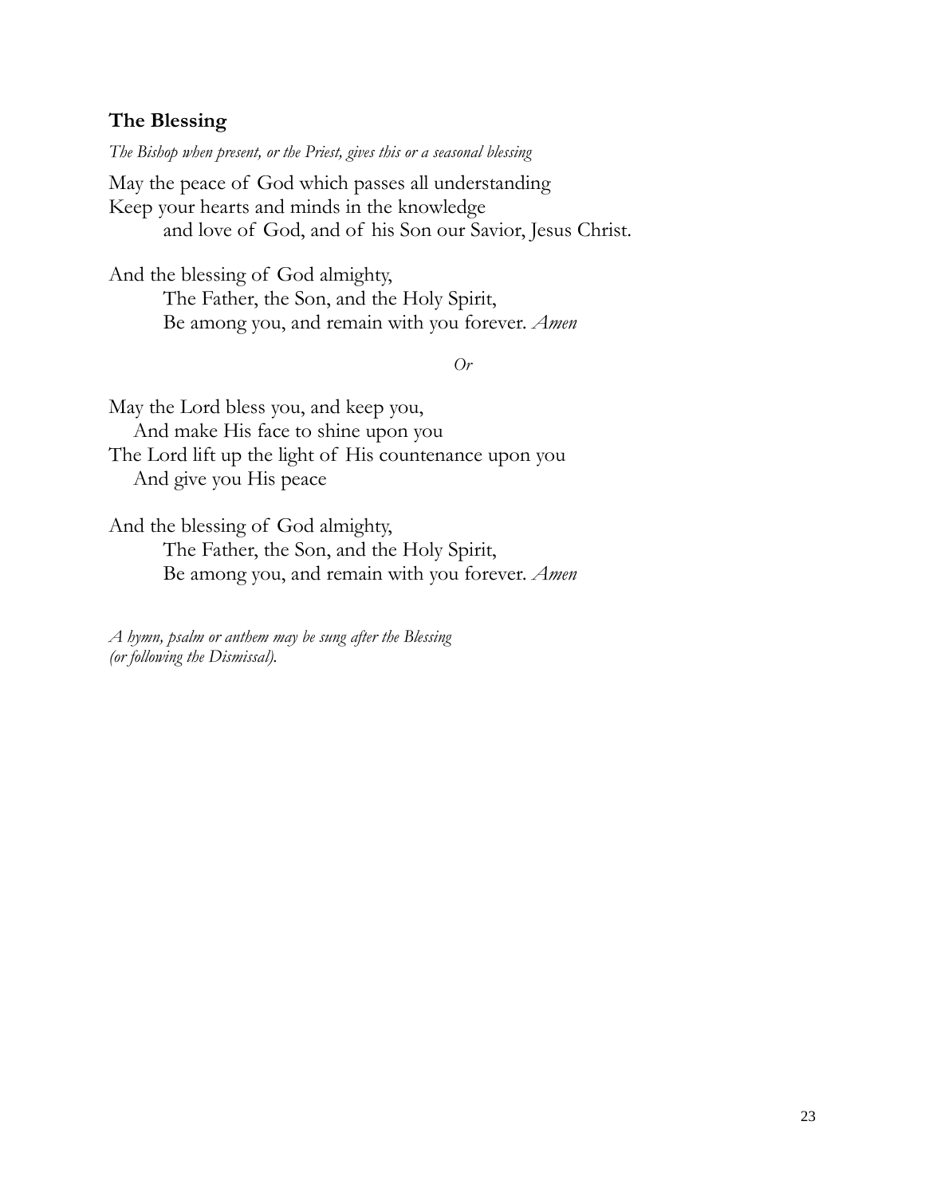## The Blessing

*The Bishop when present, or the Priest, gives this or a seasonal blessing*

May the peace of God which passes all understanding
Keep your hearts and minds in the knowledge
and love of God, and of his Son our Savior, Jesus Christ.

And the blessing of God almighty,
The Father, the Son, and the Holy Spirit,
Be among you, and remain with you forever. *Amen*

*Or*

May the Lord bless you, and keep you,
And make His face to shine upon you
The Lord lift up the light of His countenance upon you
And give you His peace

And the blessing of God almighty,
The Father, the Son, and the Holy Spirit,
Be among you, and remain with you forever. *Amen*

*A hymn, psalm or anthem may be sung after the Blessing*
*(or following the Dismissal).*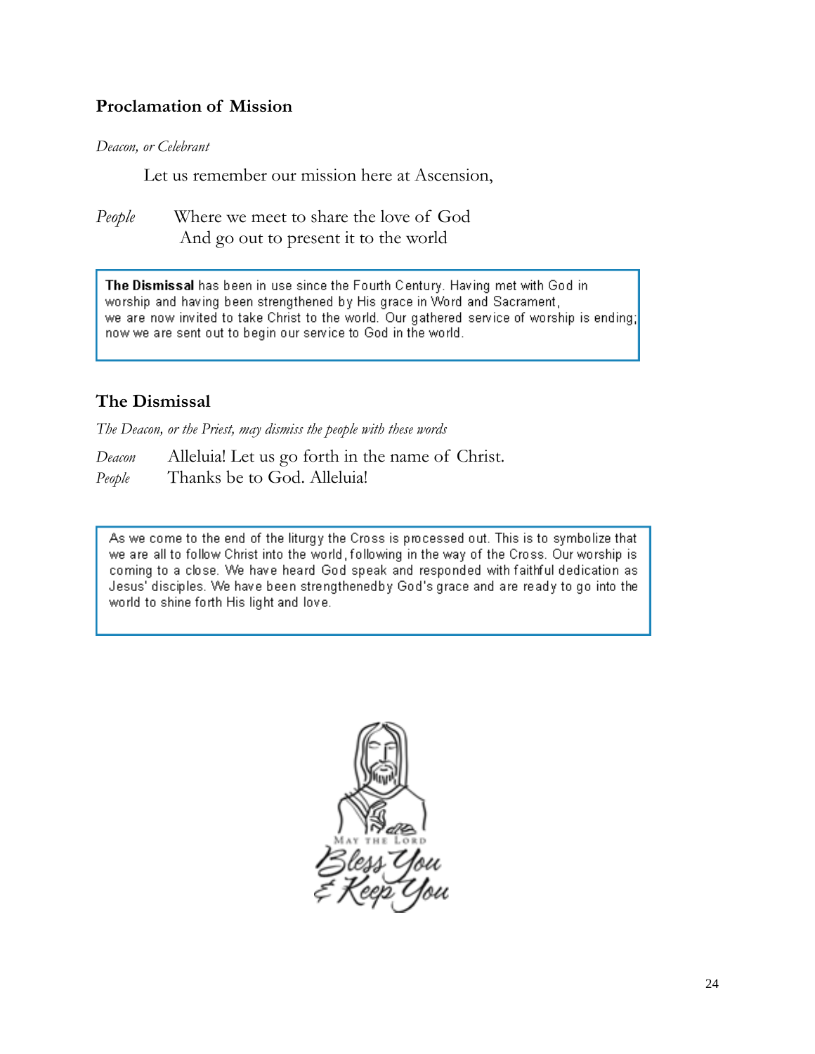## Proclamation of Mission

*Deacon, or Celebrant*

Let us remember our mission here at Ascension,

*People* Where we meet to share the love of God
And go out to present it to the world

> **The Dismissal** has been in use since the Fourth Century. Having met with God in worship and having been strengthened by His grace in Word and Sacrament, we are now invited to take Christ to the world. Our gathered service of worship is ending; now we are sent out to begin our service to God in the world.

## The Dismissal

*The Deacon, or the Priest, may dismiss the people with these words*

*Deacon* Alleluia! Let us go forth in the name of Christ.
*People* Thanks be to God. Alleluia!

> As we come to the end of the liturgy the Cross is processed out. This is to symbolize that we are all to follow Christ into the world, following in the way of the Cross. Our worship is coming to a close. We have heard God speak and responded with faithful dedication as Jesus' disciples. We have been strengthenedby God's grace and are ready to go into the world to shine forth His light and love.

May the Lord Bless You & Keep You